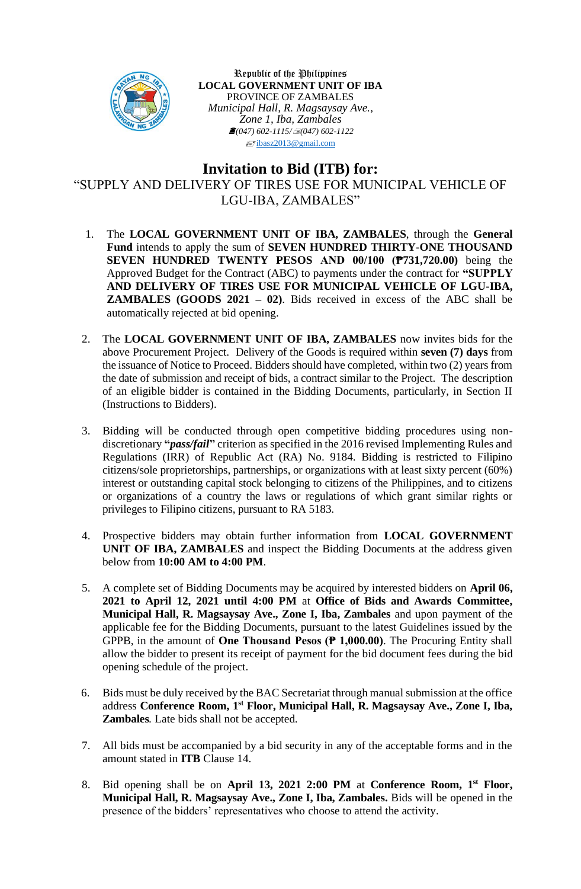Republic of the Philippines
**LOCAL GOVERNMENT UNIT OF IBA**
PROVINCE OF ZAMBALES
*Municipal Hall, R. Magsaysay Ave.,*
*Zone 1, Iba, Zambales*
*(047) 602-1115/ (047) 602-1122*
ibasz2013@gmail.com

# Invitation to Bid (ITB) for:

“SUPPLY AND DELIVERY OF TIRES USE FOR MUNICIPAL VEHICLE OF LGU-IBA, ZAMBALES”

1. The **LOCAL GOVERNMENT UNIT OF IBA, ZAMBALES**, through the **General Fund** intends to apply the sum of **SEVEN HUNDRED THIRTY-ONE THOUSAND SEVEN HUNDRED TWENTY PESOS AND 00/100 (₱731,720.00)** being the Approved Budget for the Contract (ABC) to payments under the contract for **“SUPPLY AND DELIVERY OF TIRES USE FOR MUNICIPAL VEHICLE OF LGU-IBA, ZAMBALES (GOODS 2021 – 02)**. Bids received in excess of the ABC shall be automatically rejected at bid opening.

2. The **LOCAL GOVERNMENT UNIT OF IBA, ZAMBALES** now invites bids for the above Procurement Project. Delivery of the Goods is required within **seven (7) days** from the issuance of Notice to Proceed. Bidders should have completed, within two (2) years from the date of submission and receipt of bids, a contract similar to the Project. The description of an eligible bidder is contained in the Bidding Documents, particularly, in Section II (Instructions to Bidders).

3. Bidding will be conducted through open competitive bidding procedures using non-discretionary **“*pass/fail*”** criterion as specified in the 2016 revised Implementing Rules and Regulations (IRR) of Republic Act (RA) No. 9184. Bidding is restricted to Filipino citizens/sole proprietorships, partnerships, or organizations with at least sixty percent (60%) interest or outstanding capital stock belonging to citizens of the Philippines, and to citizens or organizations of a country the laws or regulations of which grant similar rights or privileges to Filipino citizens, pursuant to RA 5183.

4. Prospective bidders may obtain further information from **LOCAL GOVERNMENT UNIT OF IBA, ZAMBALES** and inspect the Bidding Documents at the address given below from **10:00 AM to 4:00 PM**.

5. A complete set of Bidding Documents may be acquired by interested bidders on **April 06, 2021 to April 12, 2021 until 4:00 PM** at **Office of Bids and Awards Committee, Municipal Hall, R. Magsaysay Ave., Zone I, Iba, Zambales** and upon payment of the applicable fee for the Bidding Documents, pursuant to the latest Guidelines issued by the GPPB, in the amount of **One Thousand Pesos (₱ 1,000.00)**. The Procuring Entity shall allow the bidder to present its receipt of payment for the bid document fees during the bid opening schedule of the project.

6. Bids must be duly received by the BAC Secretariat through manual submission at the office address **Conference Room, 1st Floor, Municipal Hall, R. Magsaysay Ave., Zone I, Iba, Zambales***.* Late bids shall not be accepted.

7. All bids must be accompanied by a bid security in any of the acceptable forms and in the amount stated in **ITB** Clause 14.

8. Bid opening shall be on **April 13, 2021 2:00 PM** at **Conference Room, 1st Floor, Municipal Hall, R. Magsaysay Ave., Zone I, Iba, Zambales.** Bids will be opened in the presence of the bidders' representatives who choose to attend the activity.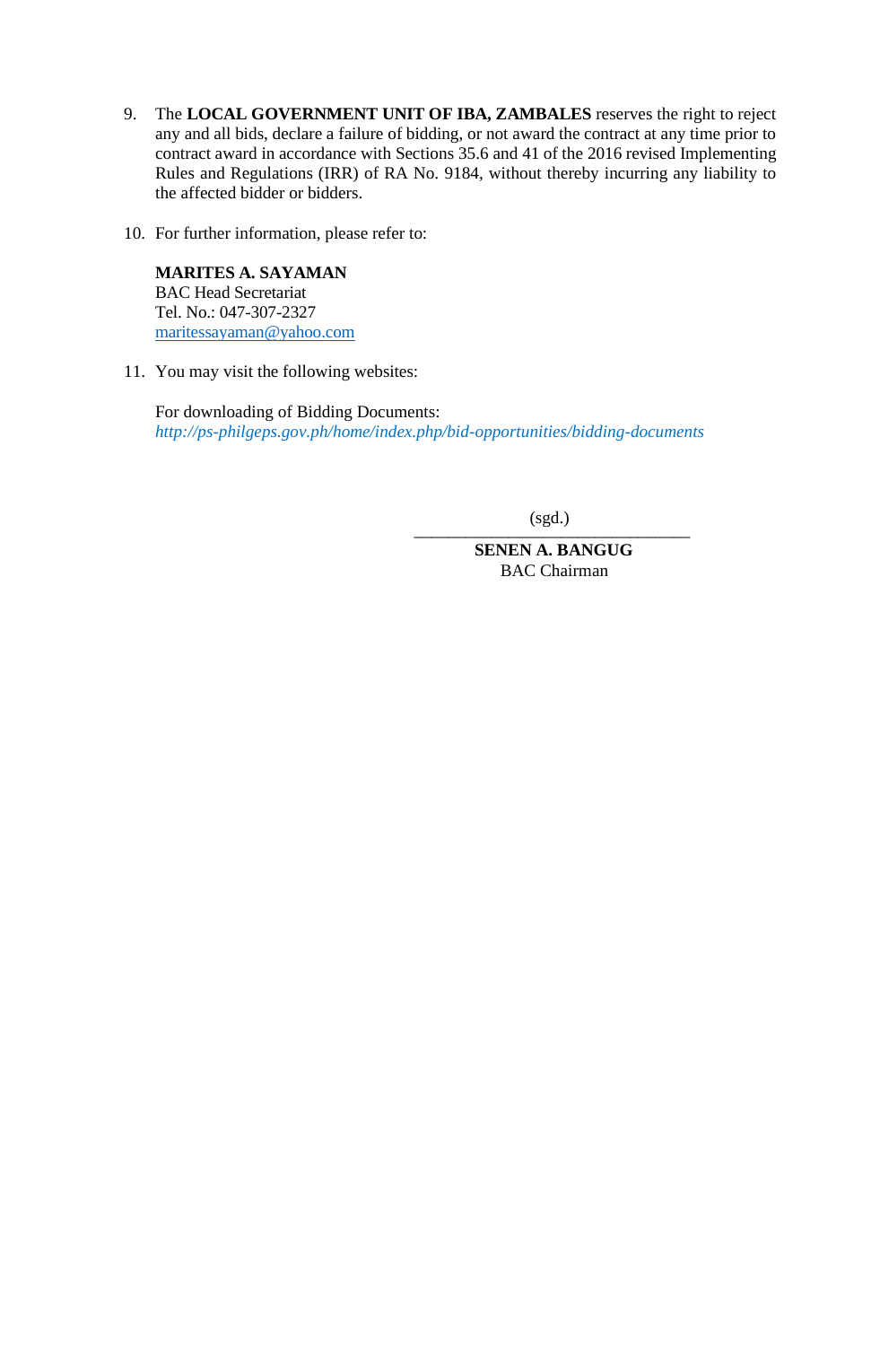9. The **LOCAL GOVERNMENT UNIT OF IBA, ZAMBALES** reserves the right to reject any and all bids, declare a failure of bidding, or not award the contract at any time prior to contract award in accordance with Sections 35.6 and 41 of the 2016 revised Implementing Rules and Regulations (IRR) of RA No. 9184, without thereby incurring any liability to the affected bidder or bidders.

10. For further information, please refer to:

    **MARITES A. SAYAMAN**
    BAC Head Secretariat
    Tel. No.: 047-307-2327
    maritessayaman@yahoo.com

11. You may visit the following websites:

    For downloading of Bidding Documents:
    *http://ps-philgeps.gov.ph/home/index.php/bid-opportunities/bidding-documents*

(sgd.)
\_\_\_\_\_\_\_\_\_\_\_\_\_\_\_\_\_\_\_\_\_\_\_\_\_\_\_\_\_\_\_\_
**SENEN A. BANGUG**
BAC Chairman